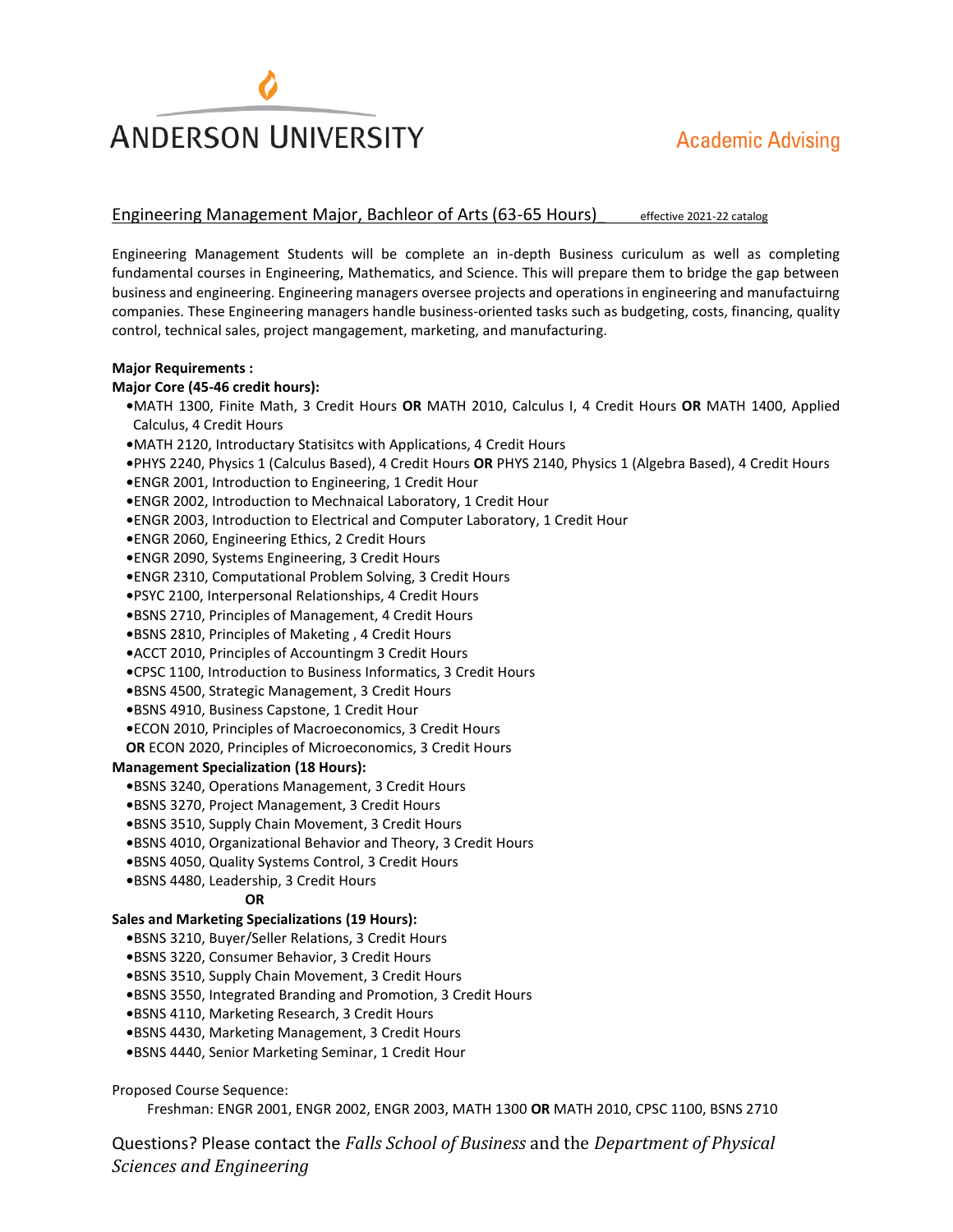# ANDERSON UNIVERSITY

Academic Advising

## Engineering Management Major, Bachleor of Arts (63-65 Hours)_ effective 2021-22 catalog

Engineering Management Students will be complete an in-depth Business curiculum as well as completing fundamental courses in Engineering, Mathematics, and Science. This will prepare them to bridge the gap between business and engineering. Engineering managers oversee projects and operations in engineering and manufactuirng companies. These Engineering managers handle business-oriented tasks such as budgeting, costs, financing, quality control, technical sales, project mangagement, marketing, and manufacturing.

**Major Requirements :**

**Major Core (45-46 credit hours):**

- MATH 1300, Finite Math, 3 Credit Hours **OR** MATH 2010, Calculus I, 4 Credit Hours **OR** MATH 1400, Applied Calculus, 4 Credit Hours
- MATH 2120, Introductary Statisitcs with Applications, 4 Credit Hours
- PHYS 2240, Physics 1 (Calculus Based), 4 Credit Hours **OR** PHYS 2140, Physics 1 (Algebra Based), 4 Credit Hours
- ENGR 2001, Introduction to Engineering, 1 Credit Hour
- ENGR 2002, Introduction to Mechnaical Laboratory, 1 Credit Hour
- ENGR 2003, Introduction to Electrical and Computer Laboratory, 1 Credit Hour
- ENGR 2060, Engineering Ethics, 2 Credit Hours
- ENGR 2090, Systems Engineering, 3 Credit Hours
- ENGR 2310, Computational Problem Solving, 3 Credit Hours
- PSYC 2100, Interpersonal Relationships, 4 Credit Hours
- BSNS 2710, Principles of Management, 4 Credit Hours
- BSNS 2810, Principles of Maketing , 4 Credit Hours
- ACCT 2010, Principles of Accountingm 3 Credit Hours
- CPSC 1100, Introduction to Business Informatics, 3 Credit Hours
- BSNS 4500, Strategic Management, 3 Credit Hours
- BSNS 4910, Business Capstone, 1 Credit Hour
- ECON 2010, Principles of Macroeconomics, 3 Credit Hours **OR** ECON 2020, Principles of Microeconomics, 3 Credit Hours

**Management Specialization (18 Hours):**

- BSNS 3240, Operations Management, 3 Credit Hours
- BSNS 3270, Project Management, 3 Credit Hours
- BSNS 3510, Supply Chain Movement, 3 Credit Hours
- BSNS 4010, Organizational Behavior and Theory, 3 Credit Hours
- BSNS 4050, Quality Systems Control, 3 Credit Hours
- BSNS 4480, Leadership, 3 Credit Hours

**OR**

**Sales and Marketing Specializations (19 Hours):**

- BSNS 3210, Buyer/Seller Relations, 3 Credit Hours
- BSNS 3220, Consumer Behavior, 3 Credit Hours
- BSNS 3510, Supply Chain Movement, 3 Credit Hours
- BSNS 3550, Integrated Branding and Promotion, 3 Credit Hours
- BSNS 4110, Marketing Research, 3 Credit Hours
- BSNS 4430, Marketing Management, 3 Credit Hours
- BSNS 4440, Senior Marketing Seminar, 1 Credit Hour

Proposed Course Sequence:

Freshman: ENGR 2001, ENGR 2002, ENGR 2003, MATH 1300 **OR** MATH 2010, CPSC 1100, BSNS 2710

Questions? Please contact the *Falls School of Business* and the *Department of Physical Sciences and Engineering*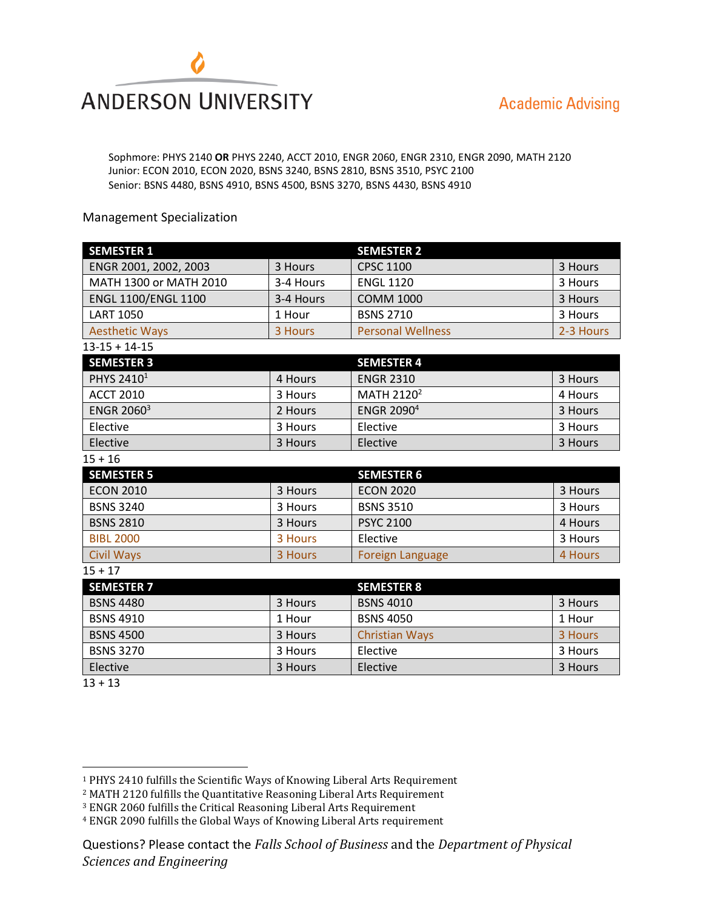Sophomore: PHYS 2140 **OR** PHYS 2240, ACCT 2010, ENGR 2060, ENGR 2310, ENGR 2090, MATH 2120
Junior: ECON 2010, ECON 2020, BSNS 3240, BSNS 2810, BSNS 3510, PSYC 2100
Senior: BSNS 4480, BSNS 4910, BSNS 4500, BSNS 3270, BSNS 4430, BSNS 4910

Management Specialization

| SEMESTER 1 | | SEMESTER 2 | |
|---|---|---|---|
| ENGR 2001, 2002, 2003 | 3 Hours | CPSC 1100 | 3 Hours |
| MATH 1300 or MATH 2010 | 3-4 Hours | ENGL 1120 | 3 Hours |
| ENGL 1100/ENGL 1100 | 3-4 Hours | COMM 1000 | 3 Hours |
| LART 1050 | 1 Hour | BSNS 2710 | 3 Hours |
| Aesthetic Ways | 3 Hours | Personal Wellness | 2-3 Hours |

13-15 + 14-15

| SEMESTER 3 | | SEMESTER 4 | |
|---|---|---|---|
| PHYS 2410[1] | 4 Hours | ENGR 2310 | 3 Hours |
| ACCT 2010 | 3 Hours | MATH 2120[2] | 4 Hours |
| ENGR 2060[3] | 2 Hours | ENGR 2090[4] | 3 Hours |
| Elective | 3 Hours | Elective | 3 Hours |
| Elective | 3 Hours | Elective | 3 Hours |

15 + 16

| SEMESTER 5 | | SEMESTER 6 | |
|---|---|---|---|
| ECON 2010 | 3 Hours | ECON 2020 | 3 Hours |
| BSNS 3240 | 3 Hours | BSNS 3510 | 3 Hours |
| BSNS 2810 | 3 Hours | PSYC 2100 | 4 Hours |
| BIBL 2000 | 3 Hours | Elective | 3 Hours |
| Civil Ways | 3 Hours | Foreign Language | 4 Hours |

15 + 17

| SEMESTER 7 | | SEMESTER 8 | |
|---|---|---|---|
| BSNS 4480 | 3 Hours | BSNS 4010 | 3 Hours |
| BSNS 4910 | 1 Hour | BSNS 4050 | 1 Hour |
| BSNS 4500 | 3 Hours | Christian Ways | 3 Hours |
| BSNS 3270 | 3 Hours | Elective | 3 Hours |
| Elective | 3 Hours | Elective | 3 Hours |

13 + 13

[1] PHYS 2410 fulfills the Scientific Ways of Knowing Liberal Arts Requirement
[2] MATH 2120 fulfills the Quantitative Reasoning Liberal Arts Requirement
[3] ENGR 2060 fulfills the Critical Reasoning Liberal Arts Requirement
[4] ENGR 2090 fulfills the Global Ways of Knowing Liberal Arts requirement

Questions? Please contact the *Falls School of Business* and the *Department of Physical Sciences and Engineering*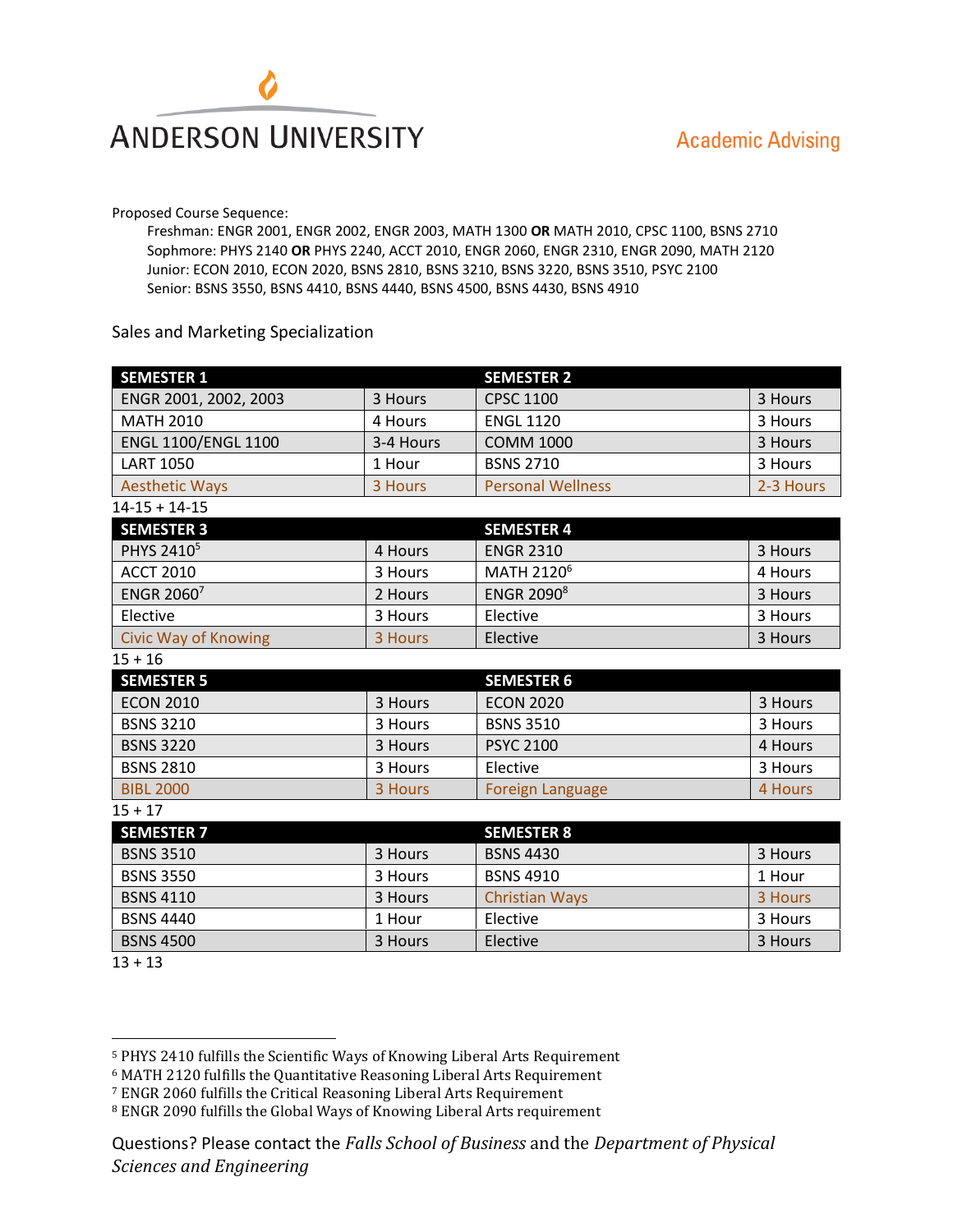Proposed Course Sequence:

Freshman: ENGR 2001, ENGR 2002, ENGR 2003, MATH 1300 **OR** MATH 2010, CPSC 1100, BSNS 2710
Sophomore: PHYS 2140 **OR** PHYS 2240, ACCT 2010, ENGR 2060, ENGR 2310, ENGR 2090, MATH 2120
Junior: ECON 2010, ECON 2020, BSNS 2810, BSNS 3210, BSNS 3220, BSNS 3510, PSYC 2100
Senior: BSNS 3550, BSNS 4410, BSNS 4440, BSNS 4500, BSNS 4430, BSNS 4910

Sales and Marketing Specialization

| SEMESTER 1 | | SEMESTER 2 | |
|---|---|---|---|
| ENGR 2001, 2002, 2003 | 3 Hours | CPSC 1100 | 3 Hours |
| MATH 2010 | 4 Hours | ENGL 1120 | 3 Hours |
| ENGL 1100/ENGL 1100 | 3-4 Hours | COMM 1000 | 3 Hours |
| LART 1050 | 1 Hour | BSNS 2710 | 3 Hours |
| Aesthetic Ways | 3 Hours | Personal Wellness | 2-3 Hours |

14-15 + 14-15

| SEMESTER 3 | | SEMESTER 4 | |
|---|---|---|---|
| PHYS 2410[5] | 4 Hours | ENGR 2310 | 3 Hours |
| ACCT 2010 | 3 Hours | MATH 2120[6] | 4 Hours |
| ENGR 2060[7] | 2 Hours | ENGR 2090[8] | 3 Hours |
| Elective | 3 Hours | Elective | 3 Hours |
| Civic Way of Knowing | 3 Hours | Elective | 3 Hours |

15 + 16

| SEMESTER 5 | | SEMESTER 6 | |
|---|---|---|---|
| ECON 2010 | 3 Hours | ECON 2020 | 3 Hours |
| BSNS 3210 | 3 Hours | BSNS 3510 | 3 Hours |
| BSNS 3220 | 3 Hours | PSYC 2100 | 4 Hours |
| BSNS 2810 | 3 Hours | Elective | 3 Hours |
| BIBL 2000 | 3 Hours | Foreign Language | 4 Hours |

15 + 17

| SEMESTER 7 | | SEMESTER 8 | |
|---|---|---|---|
| BSNS 3510 | 3 Hours | BSNS 4430 | 3 Hours |
| BSNS 3550 | 3 Hours | BSNS 4910 | 1 Hour |
| BSNS 4110 | 3 Hours | Christian Ways | 3 Hours |
| BSNS 4440 | 1 Hour | Elective | 3 Hours |
| BSNS 4500 | 3 Hours | Elective | 3 Hours |

13 + 13

[5] PHYS 2410 fulfills the Scientific Ways of Knowing Liberal Arts Requirement
[6] MATH 2120 fulfills the Quantitative Reasoning Liberal Arts Requirement
[7] ENGR 2060 fulfills the Critical Reasoning Liberal Arts Requirement
[8] ENGR 2090 fulfills the Global Ways of Knowing Liberal Arts requirement

Questions? Please contact the *Falls School of Business* and the *Department of Physical Sciences and Engineering*